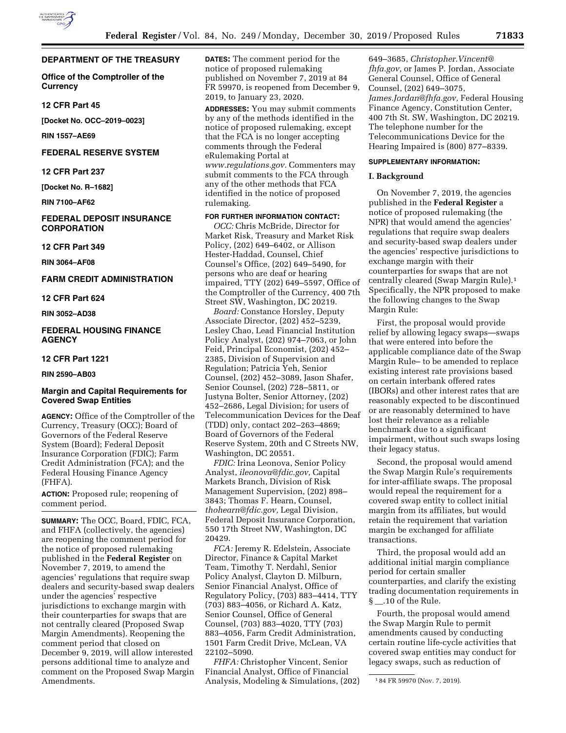**DEPARTMENT OF THE TREASURY**

**Office of the Comptroller of the Currency**

**12 CFR Part 45**

**[Docket No. OCC–2019–0023]**

**RIN 1557–AE69**

**FEDERAL RESERVE SYSTEM**

**12 CFR Part 237**

**[Docket No. R–1682]**

**RIN 7100–AF62**

**FEDERAL DEPOSIT INSURANCE CORPORATION**

**12 CFR Part 349**

**RIN 3064–AF08**

**FARM CREDIT ADMINISTRATION**

**12 CFR Part 624**

**RIN 3052–AD38**

**FEDERAL HOUSING FINANCE AGENCY**

**12 CFR Part 1221**

**RIN 2590–AB03**

## Margin and Capital Requirements for Covered Swap Entities

**AGENCY:** Office of the Comptroller of the Currency, Treasury (OCC); Board of Governors of the Federal Reserve System (Board); Federal Deposit Insurance Corporation (FDIC); Farm Credit Administration (FCA); and the Federal Housing Finance Agency (FHFA).

**ACTION:** Proposed rule; reopening of comment period.

**SUMMARY:** The OCC, Board, FDIC, FCA, and FHFA (collectively, the agencies) are reopening the comment period for the notice of proposed rulemaking published in the **Federal Register** on November 7, 2019, to amend the agencies' regulations that require swap dealers and security-based swap dealers under the agencies' respective jurisdictions to exchange margin with their counterparties for swaps that are not centrally cleared (Proposed Swap Margin Amendments). Reopening the comment period that closed on December 9, 2019, will allow interested persons additional time to analyze and comment on the Proposed Swap Margin Amendments.

**DATES:** The comment period for the notice of proposed rulemaking published on November 7, 2019 at 84 FR 59970, is reopened from December 9, 2019, to January 23, 2020.

**ADDRESSES:** You may submit comments by any of the methods identified in the notice of proposed rulemaking, except that the FCA is no longer accepting comments through the Federal eRulemaking Portal at *www.regulations.gov.* Commenters may submit comments to the FCA through any of the other methods that FCA identified in the notice of proposed rulemaking.

**FOR FURTHER INFORMATION CONTACT:**

*OCC:* Chris McBride, Director for Market Risk, Treasury and Market Risk Policy, (202) 649–6402, or Allison Hester-Haddad, Counsel, Chief Counsel's Office, (202) 649–5490, for persons who are deaf or hearing impaired, TTY (202) 649–5597, Office of the Comptroller of the Currency, 400 7th Street SW, Washington, DC 20219.

*Board:* Constance Horsley, Deputy Associate Director, (202) 452–5239, Lesley Chao, Lead Financial Institution Policy Analyst, (202) 974–7063, or John Feid, Principal Economist, (202) 452–2385, Division of Supervision and Regulation; Patricia Yeh, Senior Counsel, (202) 452–3089, Jason Shafer, Senior Counsel, (202) 728–5811, or Justyna Bolter, Senior Attorney, (202) 452–2686, Legal Division; for users of Telecommunication Devices for the Deaf (TDD) only, contact 202–263–4869; Board of Governors of the Federal Reserve System, 20th and C Streets NW, Washington, DC 20551.

*FDIC:* Irina Leonova, Senior Policy Analyst, *ileonova@fdic.gov,* Capital Markets Branch, Division of Risk Management Supervision, (202) 898–3843; Thomas F. Hearn, Counsel, *thohearn@fdic.gov,* Legal Division, Federal Deposit Insurance Corporation, 550 17th Street NW, Washington, DC 20429.

*FCA:* Jeremy R. Edelstein, Associate Director, Finance & Capital Market Team, Timothy T. Nerdahl, Senior Policy Analyst, Clayton D. Milburn, Senior Financial Analyst, Office of Regulatory Policy, (703) 883–4414, TTY (703) 883–4056, or Richard A. Katz, Senior Counsel, Office of General Counsel, (703) 883–4020, TTY (703) 883–4056, Farm Credit Administration, 1501 Farm Credit Drive, McLean, VA 22102–5090.

*FHFA:* Christopher Vincent, Senior Financial Analyst, Office of Financial Analysis, Modeling & Simulations, (202) 649–3685, *Christopher.Vincent@fhfa.gov,* or James P. Jordan, Associate General Counsel, Office of General Counsel, (202) 649–3075, *James.Jordan@fhfa.gov,* Federal Housing Finance Agency, Constitution Center, 400 7th St. SW, Washington, DC 20219. The telephone number for the Telecommunications Device for the Hearing Impaired is (800) 877–8339.

**SUPPLEMENTARY INFORMATION:**

### I. Background

On November 7, 2019, the agencies published in the **Federal Register** a notice of proposed rulemaking (the NPR) that would amend the agencies' regulations that require swap dealers and security-based swap dealers under the agencies' respective jurisdictions to exchange margin with their counterparties for swaps that are not centrally cleared (Swap Margin Rule).[1] Specifically, the NPR proposed to make the following changes to the Swap Margin Rule:

First, the proposal would provide relief by allowing legacy swaps—swaps that were entered into before the applicable compliance date of the Swap Margin Rule– to be amended to replace existing interest rate provisions based on certain interbank offered rates (IBORs) and other interest rates that are reasonably expected to be discontinued or are reasonably determined to have lost their relevance as a reliable benchmark due to a significant impairment, without such swaps losing their legacy status.

Second, the proposal would amend the Swap Margin Rule's requirements for inter-affiliate swaps. The proposal would repeal the requirement for a covered swap entity to collect initial margin from its affiliates, but would retain the requirement that variation margin be exchanged for affiliate transactions.

Third, the proposal would add an additional initial margin compliance period for certain smaller counterparties, and clarify the existing trading documentation requirements in § __.10 of the Rule.

Fourth, the proposal would amend the Swap Margin Rule to permit amendments caused by conducting certain routine life-cycle activities that covered swap entities may conduct for legacy swaps, such as reduction of

[1] 84 FR 59970 (Nov. 7, 2019).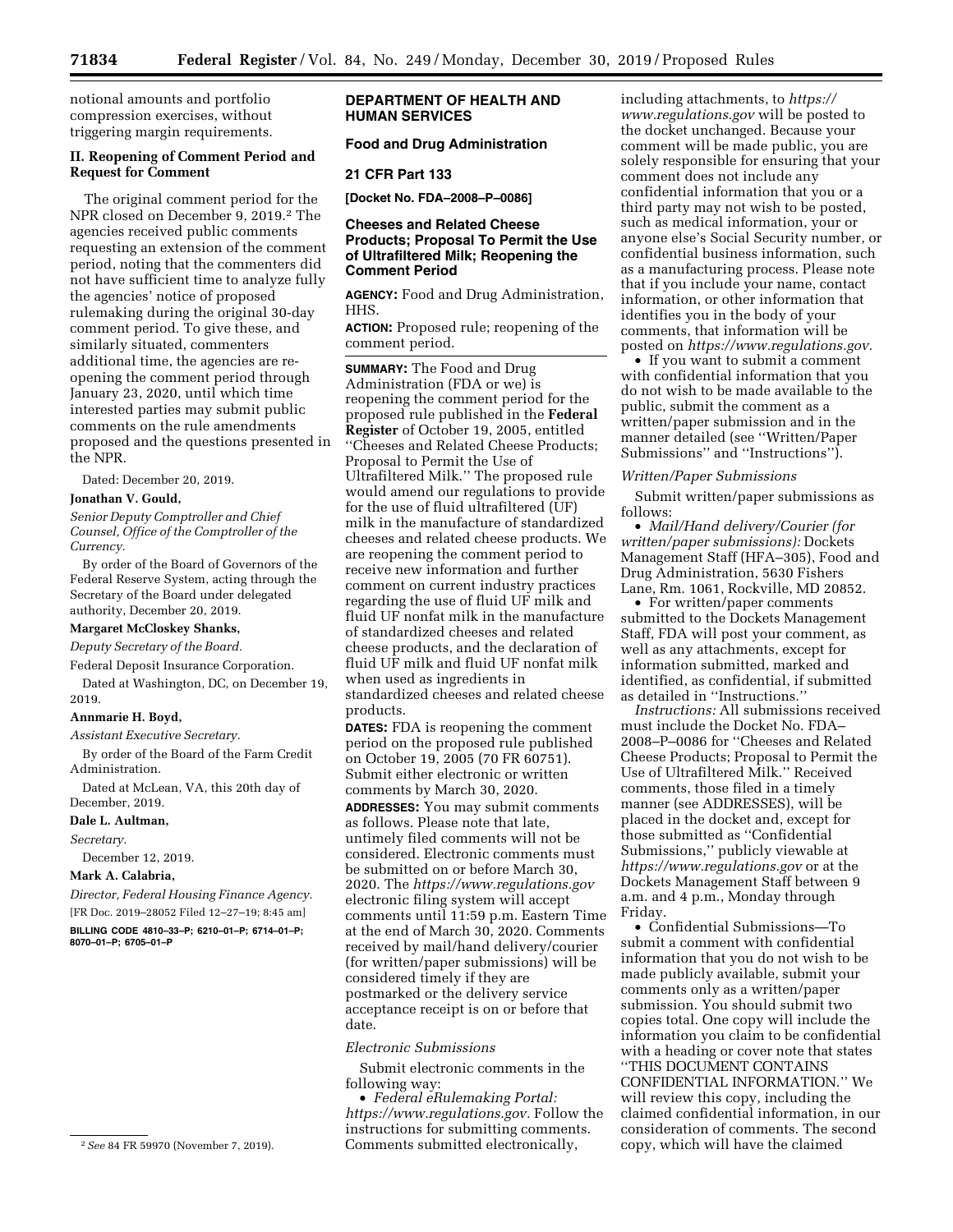notional amounts and portfolio compression exercises, without triggering margin requirements.

### II. Reopening of Comment Period and Request for Comment

The original comment period for the NPR closed on December 9, 2019.[2] The agencies received public comments requesting an extension of the comment period, noting that the commenters did not have sufficient time to analyze fully the agencies' notice of proposed rulemaking during the original 30-day comment period. To give these, and similarly situated, commenters additional time, the agencies are re-opening the comment period through January 23, 2020, until which time interested parties may submit public comments on the rule amendments proposed and the questions presented in the NPR.

Dated: December 20, 2019.

**Jonathan V. Gould,**

*Senior Deputy Comptroller and Chief Counsel, Office of the Comptroller of the Currency.*

By order of the Board of Governors of the Federal Reserve System, acting through the Secretary of the Board under delegated authority, December 20, 2019.

**Margaret McCloskey Shanks,**

*Deputy Secretary of the Board.*

Federal Deposit Insurance Corporation.

Dated at Washington, DC, on December 19, 2019.

**Annmarie H. Boyd,**

*Assistant Executive Secretary.*

By order of the Board of the Farm Credit Administration.

Dated at McLean, VA, this 20th day of December, 2019.

**Dale L. Aultman,**

*Secretary.*

December 12, 2019.

**Mark A. Calabria,**

*Director, Federal Housing Finance Agency.*

[FR Doc. 2019–28052 Filed 12–27–19; 8:45 am]

**BILLING CODE 4810–33–P; 6210–01–P; 6714–01–P; 8070–01–P; 6705–01–P**

[2] *See* 84 FR 59970 (November 7, 2019).

## DEPARTMENT OF HEALTH AND HUMAN SERVICES

### Food and Drug Administration

### 21 CFR Part 133

**[Docket No. FDA–2008–P–0086]**

### Cheeses and Related Cheese Products; Proposal To Permit the Use of Ultrafiltered Milk; Reopening the Comment Period

**AGENCY:** Food and Drug Administration, HHS.

**ACTION:** Proposed rule; reopening of the comment period.

**SUMMARY:** The Food and Drug Administration (FDA or we) is reopening the comment period for the proposed rule published in the **Federal Register** of October 19, 2005, entitled ''Cheeses and Related Cheese Products; Proposal to Permit the Use of Ultrafiltered Milk.'' The proposed rule would amend our regulations to provide for the use of fluid ultrafiltered (UF) milk in the manufacture of standardized cheeses and related cheese products. We are reopening the comment period to receive new information and further comment on current industry practices regarding the use of fluid UF milk and fluid UF nonfat milk in the manufacture of standardized cheeses and related cheese products, and the declaration of fluid UF milk and fluid UF nonfat milk when used as ingredients in standardized cheeses and related cheese products.

**DATES:** FDA is reopening the comment period on the proposed rule published on October 19, 2005 (70 FR 60751). Submit either electronic or written comments by March 30, 2020.

**ADDRESSES:** You may submit comments as follows. Please note that late, untimely filed comments will not be considered. Electronic comments must be submitted on or before March 30, 2020. The *https://www.regulations.gov* electronic filing system will accept comments until 11:59 p.m. Eastern Time at the end of March 30, 2020. Comments received by mail/hand delivery/courier (for written/paper submissions) will be considered timely if they are postmarked or the delivery service acceptance receipt is on or before that date.

*Electronic Submissions*

Submit electronic comments in the following way:

- *Federal eRulemaking Portal: https://www.regulations.gov.* Follow the instructions for submitting comments. Comments submitted electronically, including attachments, to *https://www.regulations.gov* will be posted to the docket unchanged. Because your comment will be made public, you are solely responsible for ensuring that your comment does not include any confidential information that you or a third party may not wish to be posted, such as medical information, your or anyone else's Social Security number, or confidential business information, such as a manufacturing process. Please note that if you include your name, contact information, or other information that identifies you in the body of your comments, that information will be posted on *https://www.regulations.gov.*
- If you want to submit a comment with confidential information that you do not wish to be made available to the public, submit the comment as a written/paper submission and in the manner detailed (see ''Written/Paper Submissions'' and ''Instructions'').

*Written/Paper Submissions*

Submit written/paper submissions as follows:

- *Mail/Hand delivery/Courier (for written/paper submissions):* Dockets Management Staff (HFA–305), Food and Drug Administration, 5630 Fishers Lane, Rm. 1061, Rockville, MD 20852.
- For written/paper comments submitted to the Dockets Management Staff, FDA will post your comment, as well as any attachments, except for information submitted, marked and identified, as confidential, if submitted as detailed in ''Instructions.''

*Instructions:* All submissions received must include the Docket No. FDA–2008–P–0086 for ''Cheeses and Related Cheese Products; Proposal to Permit the Use of Ultrafiltered Milk.'' Received comments, those filed in a timely manner (see ADDRESSES), will be placed in the docket and, except for those submitted as ''Confidential Submissions,'' publicly viewable at *https://www.regulations.gov* or at the Dockets Management Staff between 9 a.m. and 4 p.m., Monday through Friday.

- Confidential Submissions—To submit a comment with confidential information that you do not wish to be made publicly available, submit your comments only as a written/paper submission. You should submit two copies total. One copy will include the information you claim to be confidential with a heading or cover note that states ''THIS DOCUMENT CONTAINS CONFIDENTIAL INFORMATION.'' We will review this copy, including the claimed confidential information, in our consideration of comments. The second copy, which will have the claimed